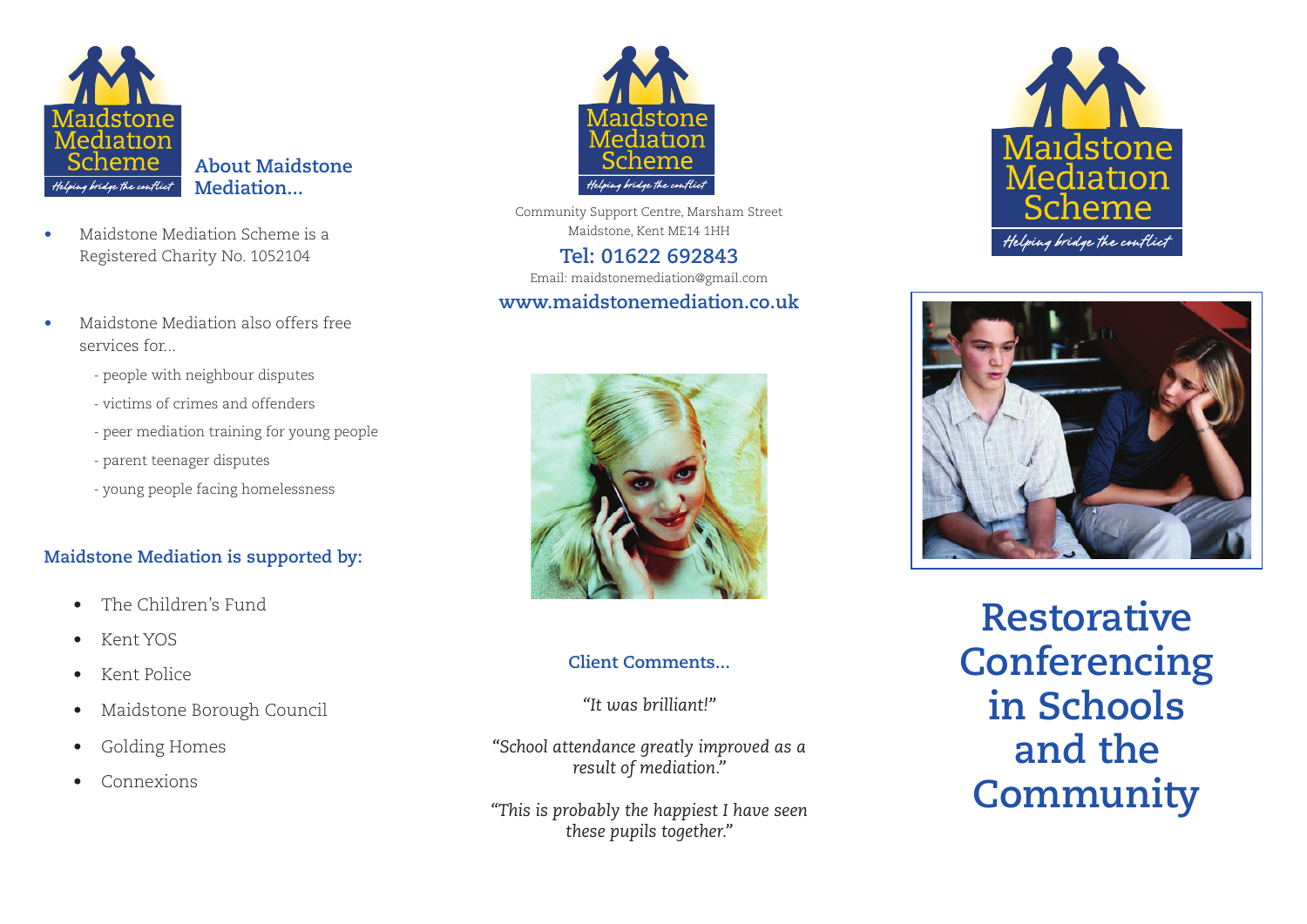Maidstone Mediation Scheme
*Helping bridge the conflict*

## About Maidstone Mediation...

- Maidstone Mediation Scheme is a Registered Charity No. 1052104
- Maidstone Mediation also offers free services for...
  - people with neighbour disputes
  - victims of crimes and offenders
  - peer mediation training for young people
  - parent teenager disputes
  - young people facing homelessness

### Maidstone Mediation is supported by:

- The Children's Fund
- Kent YOS
- Kent Police
- Maidstone Borough Council
- Golding Homes
- Connexions

Maidstone Mediation Scheme
*Helping bridge the conflict*

Community Support Centre, Marsham Street
Maidstone, Kent ME14 1HH

**Tel: 01622 692843**

Email: maidstonemediation@gmail.com

**www.maidstonemediation.co.uk**

### Client Comments...

*"It was brilliant!"*

*"School attendance greatly improved as a result of mediation."*

*"This is probably the happiest I have seen these pupils together."*

Maidstone Mediation Scheme
*Helping bridge the conflict*

# Restorative Conferencing in Schools and the Community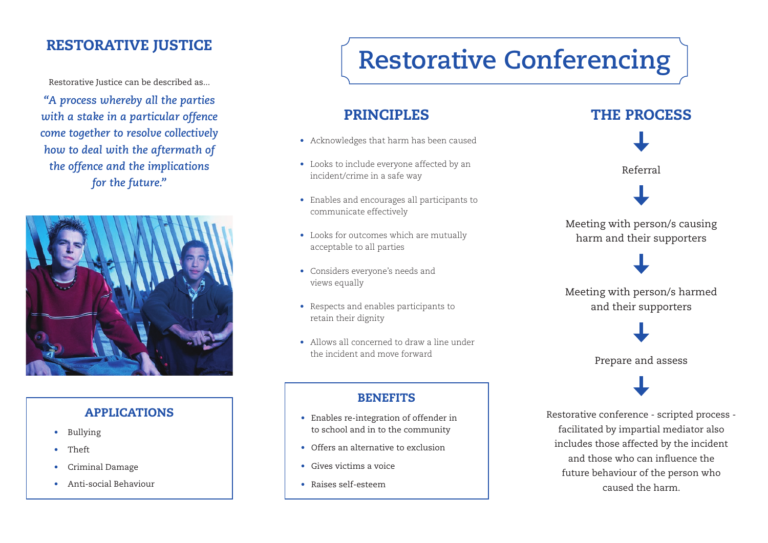## RESTORATIVE JUSTICE

Restorative Justice can be described as...

*"A process whereby all the parties with a stake in a particular offence come together to resolve collectively how to deal with the aftermath of the offence and the implications for the future."*

### APPLICATIONS

- Bullying
- Theft
- Criminal Damage
- Anti-social Behaviour

# Restorative Conferencing

## PRINCIPLES

- Acknowledges that harm has been caused
- Looks to include everyone affected by an incident/crime in a safe way
- Enables and encourages all participants to communicate effectively
- Looks for outcomes which are mutually acceptable to all parties
- Considers everyone's needs and views equally
- Respects and enables participants to retain their dignity
- Allows all concerned to draw a line under the incident and move forward

### BENEFITS

- Enables re-integration of offender in to school and in to the community
- Offers an alternative to exclusion
- Gives victims a voice
- Raises self-esteem

## THE PROCESS

↓

Referral

↓

Meeting with person/s causing harm and their supporters

↓

Meeting with person/s harmed and their supporters

↓

Prepare and assess

↓

Restorative conference - scripted process - facilitated by impartial mediator also includes those affected by the incident and those who can influence the future behaviour of the person who caused the harm.